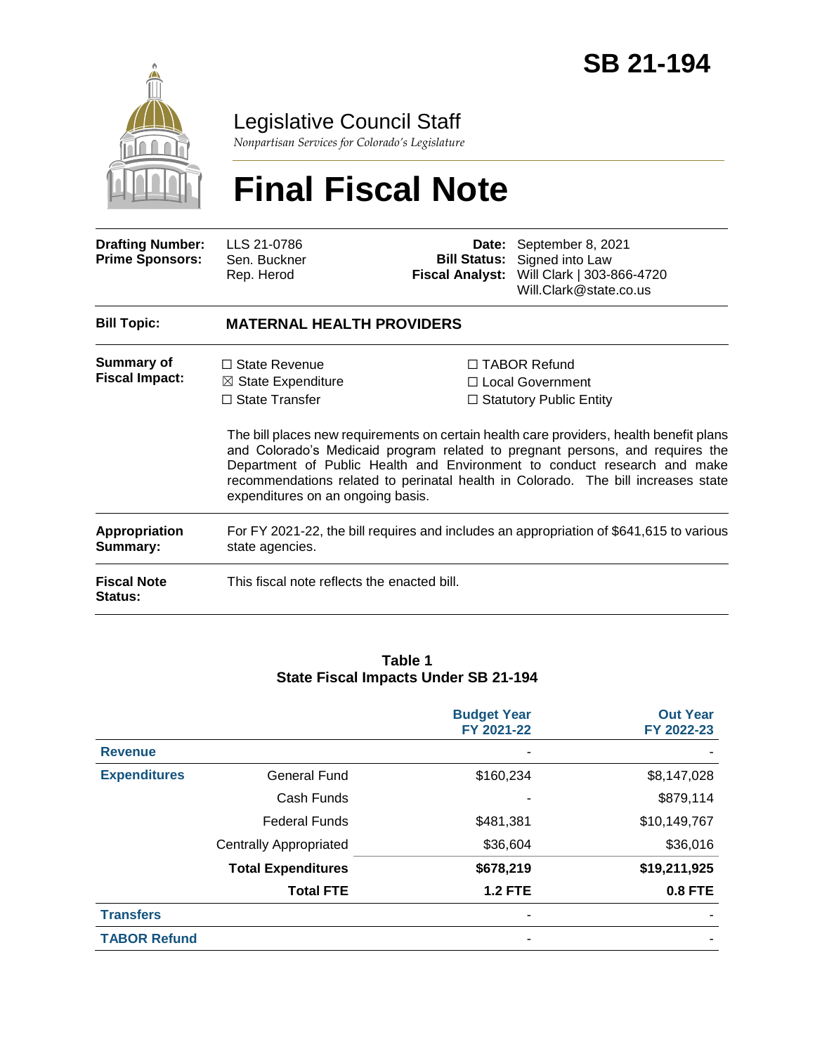# SB 21-194

Legislative Council Staff

*Nonpartisan Services for Colorado's Legislature*

# Final Fiscal Note

| | | | |
|---|---|---|---|
| **Drafting Number:** | LLS 21-0786 | **Date:** | September 8, 2021 |
| **Prime Sponsors:** | Sen. Buckner<br>Rep. Herod | **Bill Status:** | Signed into Law |
| | | **Fiscal Analyst:** | Will Clark \| 303-866-4720<br>Will.Clark@state.co.us |

**Bill Topic:** **MATERNAL HEALTH PROVIDERS**

**Summary of Fiscal Impact:**

☐ State Revenue
☒ State Expenditure
☐ State Transfer
☐ TABOR Refund
☐ Local Government
☐ Statutory Public Entity

The bill places new requirements on certain health care providers, health benefit plans and Colorado's Medicaid program related to pregnant persons, and requires the Department of Public Health and Environment to conduct research and make recommendations related to perinatal health in Colorado. The bill increases state expenditures on an ongoing basis.

**Appropriation Summary:** For FY 2021-22, the bill requires and includes an appropriation of $641,615 to various state agencies.

**Fiscal Note Status:** This fiscal note reflects the enacted bill.

**Table 1**
**State Fiscal Impacts Under SB 21-194**

| | | Budget Year FY 2021-22 | Out Year FY 2022-23 |
|---|---|---|---|
| **Revenue** | | - | - |
| **Expenditures** | General Fund | $160,234 | $8,147,028 |
| | Cash Funds | - | $879,114 |
| | Federal Funds | $481,381 | $10,149,767 |
| | Centrally Appropriated | $36,604 | $36,016 |
| | **Total Expenditures** | **$678,219** | **$19,211,925** |
| | **Total FTE** | **1.2 FTE** | **0.8 FTE** |
| **Transfers** | | - | - |
| **TABOR Refund** | | - | - |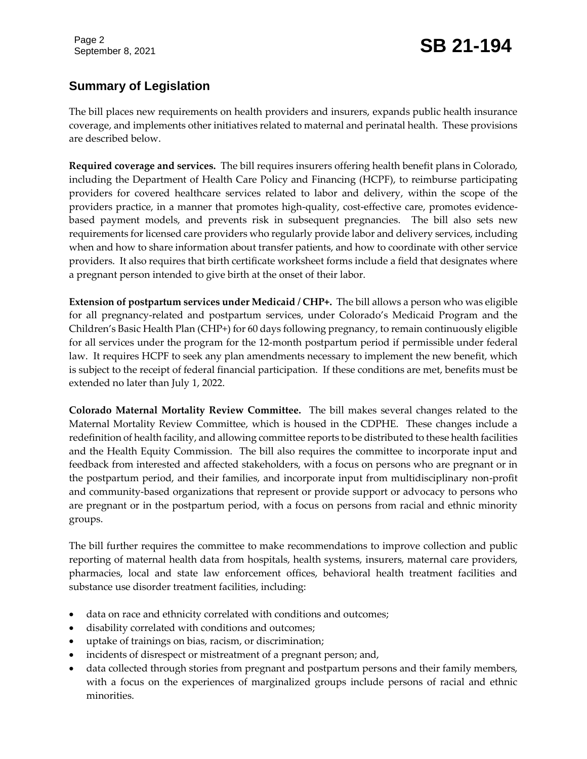## Summary of Legislation

The bill places new requirements on health providers and insurers, expands public health insurance coverage, and implements other initiatives related to maternal and perinatal health. These provisions are described below.

**Required coverage and services.** The bill requires insurers offering health benefit plans in Colorado, including the Department of Health Care Policy and Financing (HCPF), to reimburse participating providers for covered healthcare services related to labor and delivery, within the scope of the providers practice, in a manner that promotes high-quality, cost-effective care, promotes evidence-based payment models, and prevents risk in subsequent pregnancies. The bill also sets new requirements for licensed care providers who regularly provide labor and delivery services, including when and how to share information about transfer patients, and how to coordinate with other service providers. It also requires that birth certificate worksheet forms include a field that designates where a pregnant person intended to give birth at the onset of their labor.

**Extension of postpartum services under Medicaid / CHP+.** The bill allows a person who was eligible for all pregnancy-related and postpartum services, under Colorado's Medicaid Program and the Children's Basic Health Plan (CHP+) for 60 days following pregnancy, to remain continuously eligible for all services under the program for the 12-month postpartum period if permissible under federal law. It requires HCPF to seek any plan amendments necessary to implement the new benefit, which is subject to the receipt of federal financial participation. If these conditions are met, benefits must be extended no later than July 1, 2022.

**Colorado Maternal Mortality Review Committee.** The bill makes several changes related to the Maternal Mortality Review Committee, which is housed in the CDPHE. These changes include a redefinition of health facility, and allowing committee reports to be distributed to these health facilities and the Health Equity Commission. The bill also requires the committee to incorporate input and feedback from interested and affected stakeholders, with a focus on persons who are pregnant or in the postpartum period, and their families, and incorporate input from multidisciplinary non-profit and community-based organizations that represent or provide support or advocacy to persons who are pregnant or in the postpartum period, with a focus on persons from racial and ethnic minority groups.

The bill further requires the committee to make recommendations to improve collection and public reporting of maternal health data from hospitals, health systems, insurers, maternal care providers, pharmacies, local and state law enforcement offices, behavioral health treatment facilities and substance use disorder treatment facilities, including:

- data on race and ethnicity correlated with conditions and outcomes;
- disability correlated with conditions and outcomes;
- uptake of trainings on bias, racism, or discrimination;
- incidents of disrespect or mistreatment of a pregnant person; and,
- data collected through stories from pregnant and postpartum persons and their family members, with a focus on the experiences of marginalized groups include persons of racial and ethnic minorities.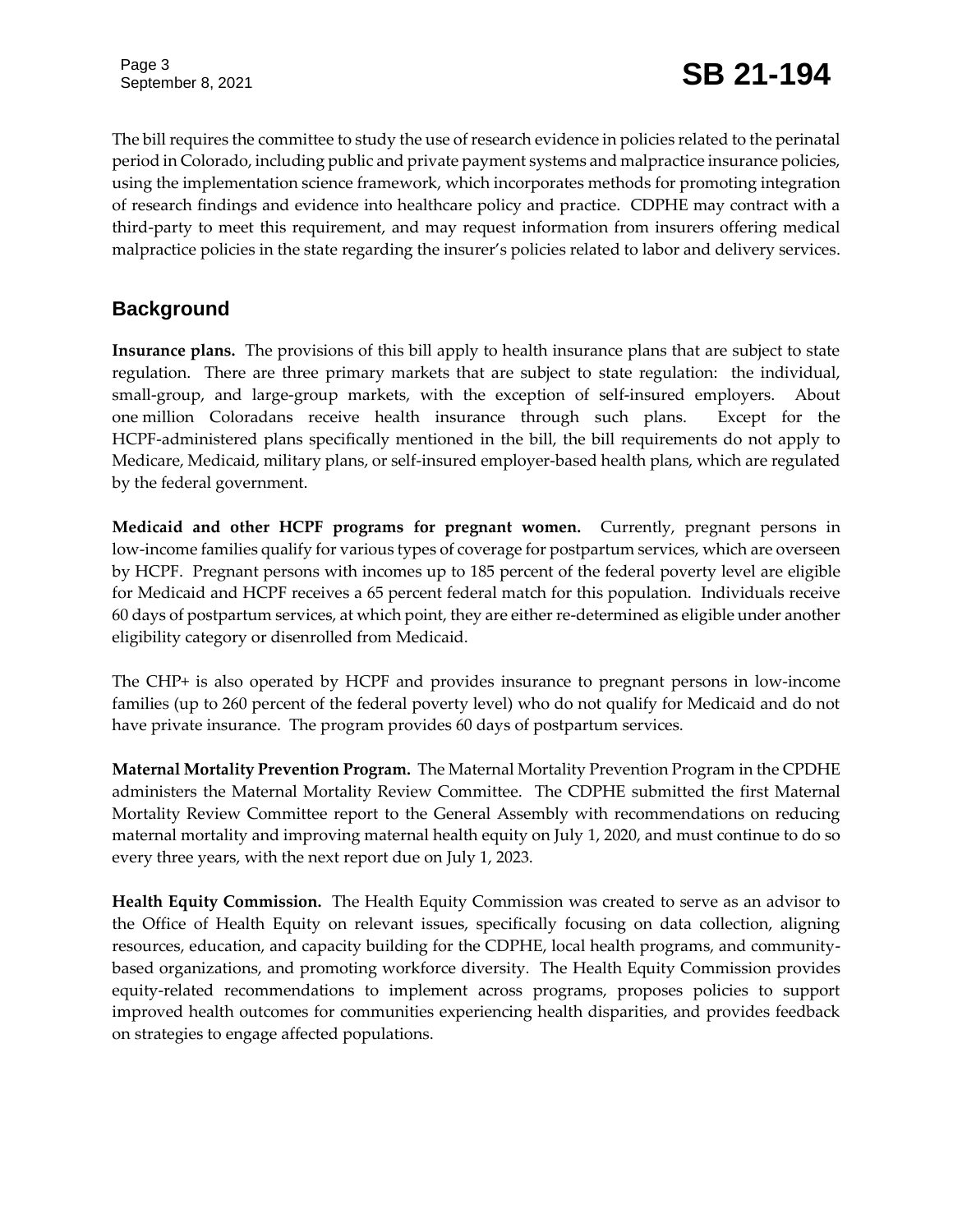The bill requires the committee to study the use of research evidence in policies related to the perinatal period in Colorado, including public and private payment systems and malpractice insurance policies, using the implementation science framework, which incorporates methods for promoting integration of research findings and evidence into healthcare policy and practice. CDPHE may contract with a third-party to meet this requirement, and may request information from insurers offering medical malpractice policies in the state regarding the insurer's policies related to labor and delivery services.

## Background

**Insurance plans.** The provisions of this bill apply to health insurance plans that are subject to state regulation. There are three primary markets that are subject to state regulation: the individual, small-group, and large-group markets, with the exception of self-insured employers. About one million Coloradans receive health insurance through such plans. Except for the HCPF-administered plans specifically mentioned in the bill, the bill requirements do not apply to Medicare, Medicaid, military plans, or self-insured employer-based health plans, which are regulated by the federal government.

**Medicaid and other HCPF programs for pregnant women.** Currently, pregnant persons in low-income families qualify for various types of coverage for postpartum services, which are overseen by HCPF. Pregnant persons with incomes up to 185 percent of the federal poverty level are eligible for Medicaid and HCPF receives a 65 percent federal match for this population. Individuals receive 60 days of postpartum services, at which point, they are either re-determined as eligible under another eligibility category or disenrolled from Medicaid.

The CHP+ is also operated by HCPF and provides insurance to pregnant persons in low-income families (up to 260 percent of the federal poverty level) who do not qualify for Medicaid and do not have private insurance. The program provides 60 days of postpartum services.

**Maternal Mortality Prevention Program.** The Maternal Mortality Prevention Program in the CPDHE administers the Maternal Mortality Review Committee. The CDPHE submitted the first Maternal Mortality Review Committee report to the General Assembly with recommendations on reducing maternal mortality and improving maternal health equity on July 1, 2020, and must continue to do so every three years, with the next report due on July 1, 2023.

**Health Equity Commission.** The Health Equity Commission was created to serve as an advisor to the Office of Health Equity on relevant issues, specifically focusing on data collection, aligning resources, education, and capacity building for the CDPHE, local health programs, and community-based organizations, and promoting workforce diversity. The Health Equity Commission provides equity-related recommendations to implement across programs, proposes policies to support improved health outcomes for communities experiencing health disparities, and provides feedback on strategies to engage affected populations.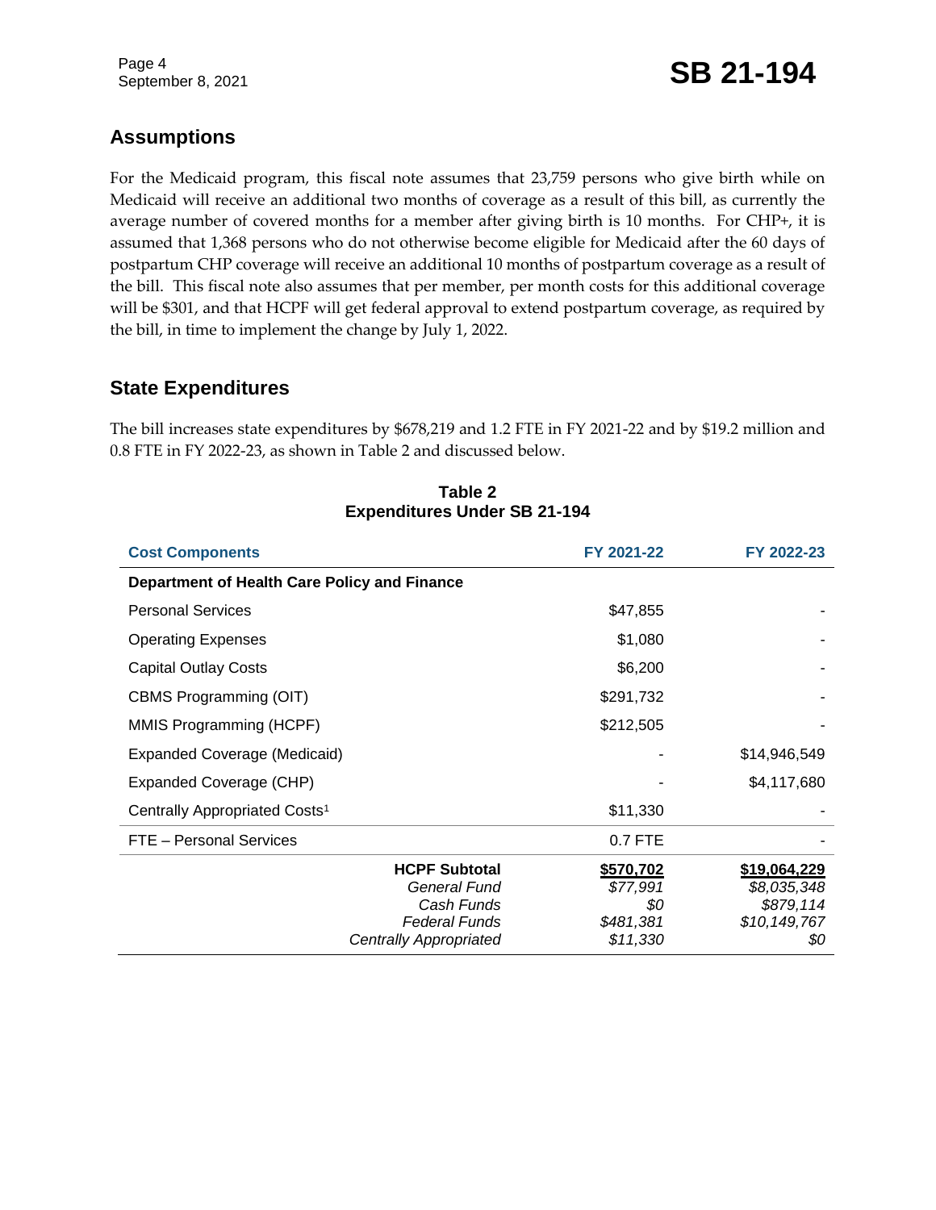## Assumptions

For the Medicaid program, this fiscal note assumes that 23,759 persons who give birth while on Medicaid will receive an additional two months of coverage as a result of this bill, as currently the average number of covered months for a member after giving birth is 10 months. For CHP+, it is assumed that 1,368 persons who do not otherwise become eligible for Medicaid after the 60 days of postpartum CHP coverage will receive an additional 10 months of postpartum coverage as a result of the bill. This fiscal note also assumes that per member, per month costs for this additional coverage will be $301, and that HCPF will get federal approval to extend postpartum coverage, as required by the bill, in time to implement the change by July 1, 2022.

## State Expenditures

The bill increases state expenditures by $678,219 and 1.2 FTE in FY 2021-22 and by $19.2 million and 0.8 FTE in FY 2022-23, as shown in Table 2 and discussed below.

**Table 2**
**Expenditures Under SB 21-194**

| Cost Components | FY 2021-22 | FY 2022-23 |
|---|---|---|
| **Department of Health Care Policy and Finance** | | |
| Personal Services | $47,855 | - |
| Operating Expenses | $1,080 | - |
| Capital Outlay Costs | $6,200 | - |
| CBMS Programming (OIT) | $291,732 | - |
| MMIS Programming (HCPF) | $212,505 | - |
| Expanded Coverage (Medicaid) | - | $14,946,549 |
| Expanded Coverage (CHP) | - | $4,117,680 |
| Centrally Appropriated Costs[1] | $11,330 | - |
| FTE – Personal Services | 0.7 FTE | - |
| **HCPF Subtotal** | **$570,702** | **$19,064,229** |
| *General Fund* | *$77,991* | *$8,035,348* |
| *Cash Funds* | *$0* | *$879,114* |
| *Federal Funds* | *$481,381* | *$10,149,767* |
| *Centrally Appropriated* | *$11,330* | *$0* |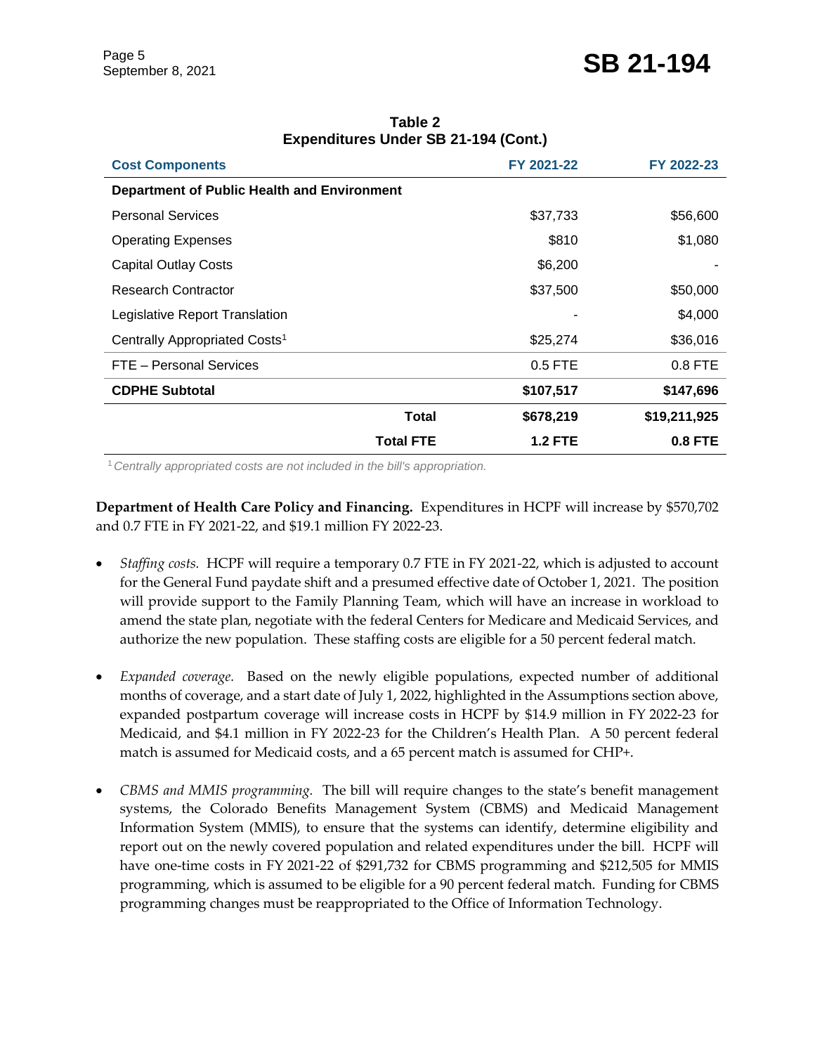**Table 2**
**Expenditures Under SB 21-194 (Cont.)**

| Cost Components | FY 2021-22 | FY 2022-23 |
|---|---|---|
| **Department of Public Health and Environment** | | |
| Personal Services | $37,733 | $56,600 |
| Operating Expenses | $810 | $1,080 |
| Capital Outlay Costs | $6,200 | - |
| Research Contractor | $37,500 | $50,000 |
| Legislative Report Translation | - | $4,000 |
| Centrally Appropriated Costs[1] | $25,274 | $36,016 |
| FTE – Personal Services | 0.5 FTE | 0.8 FTE |
| **CDPHE Subtotal** | **$107,517** | **$147,696** |
| **Total** | **$678,219** | **$19,211,925** |
| **Total FTE** | **1.2 FTE** | **0.8 FTE** |

[1] *Centrally appropriated costs are not included in the bill's appropriation.*

**Department of Health Care Policy and Financing.** Expenditures in HCPF will increase by $570,702 and 0.7 FTE in FY 2021-22, and $19.1 million FY 2022-23.

- *Staffing costs.* HCPF will require a temporary 0.7 FTE in FY 2021-22, which is adjusted to account for the General Fund paydate shift and a presumed effective date of October 1, 2021. The position will provide support to the Family Planning Team, which will have an increase in workload to amend the state plan, negotiate with the federal Centers for Medicare and Medicaid Services, and authorize the new population. These staffing costs are eligible for a 50 percent federal match.

- *Expanded coverage.* Based on the newly eligible populations, expected number of additional months of coverage, and a start date of July 1, 2022, highlighted in the Assumptions section above, expanded postpartum coverage will increase costs in HCPF by $14.9 million in FY 2022-23 for Medicaid, and $4.1 million in FY 2022-23 for the Children's Health Plan. A 50 percent federal match is assumed for Medicaid costs, and a 65 percent match is assumed for CHP+.

- *CBMS and MMIS programming.* The bill will require changes to the state's benefit management systems, the Colorado Benefits Management System (CBMS) and Medicaid Management Information System (MMIS), to ensure that the systems can identify, determine eligibility and report out on the newly covered population and related expenditures under the bill. HCPF will have one-time costs in FY 2021-22 of $291,732 for CBMS programming and $212,505 for MMIS programming, which is assumed to be eligible for a 90 percent federal match. Funding for CBMS programming changes must be reappropriated to the Office of Information Technology.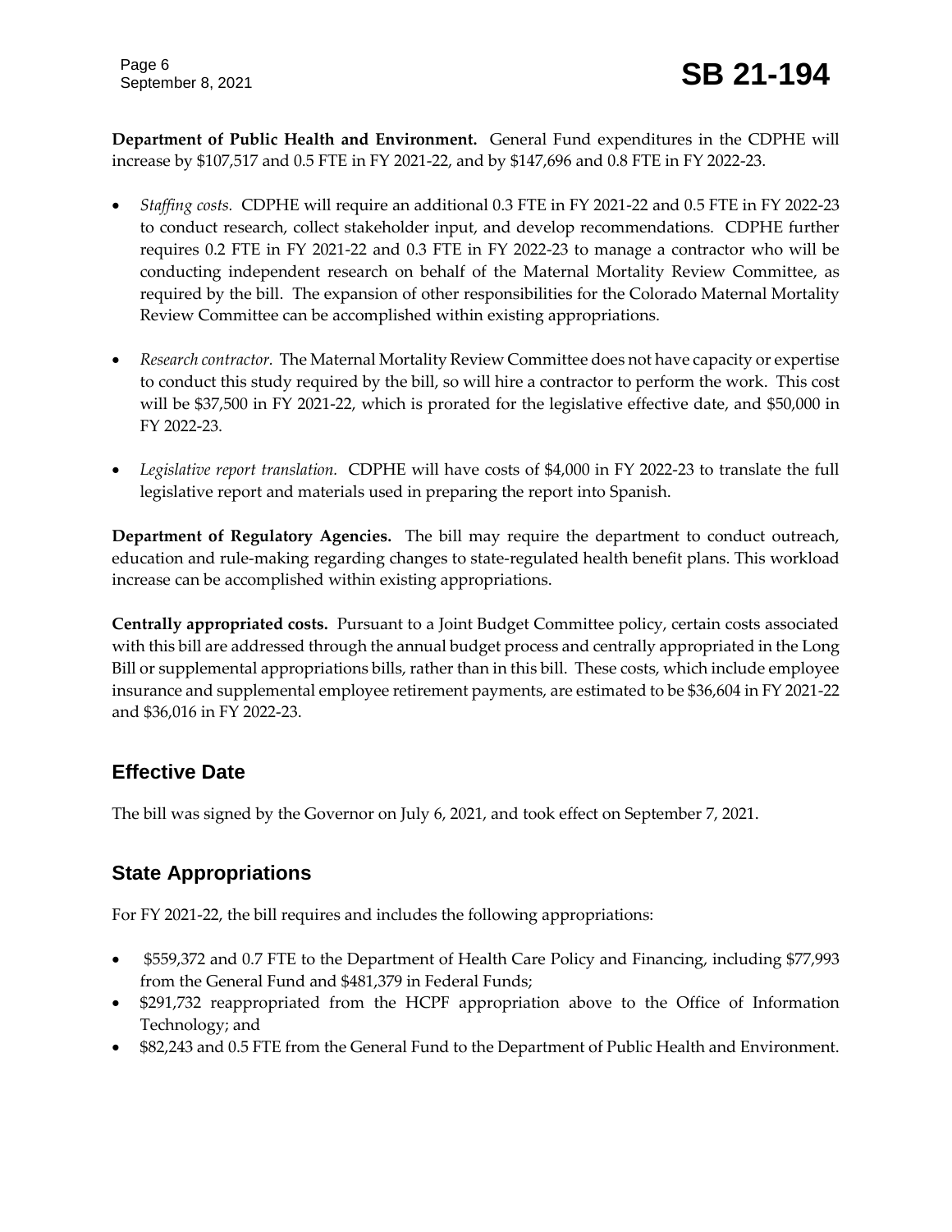**Department of Public Health and Environment.** General Fund expenditures in the CDPHE will increase by $107,517 and 0.5 FTE in FY 2021-22, and by $147,696 and 0.8 FTE in FY 2022-23.

- *Staffing costs.* CDPHE will require an additional 0.3 FTE in FY 2021-22 and 0.5 FTE in FY 2022-23 to conduct research, collect stakeholder input, and develop recommendations. CDPHE further requires 0.2 FTE in FY 2021-22 and 0.3 FTE in FY 2022-23 to manage a contractor who will be conducting independent research on behalf of the Maternal Mortality Review Committee, as required by the bill. The expansion of other responsibilities for the Colorado Maternal Mortality Review Committee can be accomplished within existing appropriations.

- *Research contractor.* The Maternal Mortality Review Committee does not have capacity or expertise to conduct this study required by the bill, so will hire a contractor to perform the work. This cost will be $37,500 in FY 2021-22, which is prorated for the legislative effective date, and $50,000 in FY 2022-23.

- *Legislative report translation.* CDPHE will have costs of $4,000 in FY 2022-23 to translate the full legislative report and materials used in preparing the report into Spanish.

**Department of Regulatory Agencies.** The bill may require the department to conduct outreach, education and rule-making regarding changes to state-regulated health benefit plans. This workload increase can be accomplished within existing appropriations.

**Centrally appropriated costs.** Pursuant to a Joint Budget Committee policy, certain costs associated with this bill are addressed through the annual budget process and centrally appropriated in the Long Bill or supplemental appropriations bills, rather than in this bill. These costs, which include employee insurance and supplemental employee retirement payments, are estimated to be $36,604 in FY 2021-22 and $36,016 in FY 2022-23.

## Effective Date

The bill was signed by the Governor on July 6, 2021, and took effect on September 7, 2021.

## State Appropriations

For FY 2021-22, the bill requires and includes the following appropriations:

- $559,372 and 0.7 FTE to the Department of Health Care Policy and Financing, including $77,993 from the General Fund and $481,379 in Federal Funds;
- $291,732 reappropriated from the HCPF appropriation above to the Office of Information Technology; and
- $82,243 and 0.5 FTE from the General Fund to the Department of Public Health and Environment.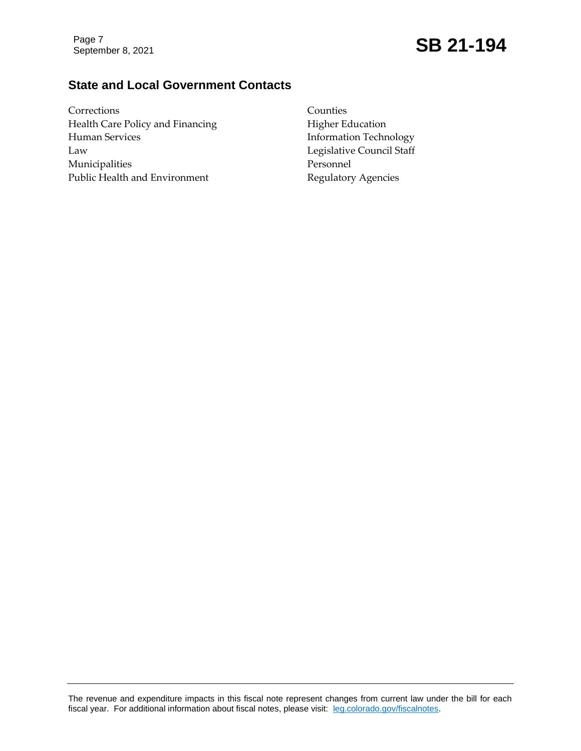## State and Local Government Contacts

Corrections
Health Care Policy and Financing
Human Services
Law
Municipalities
Public Health and Environment
Counties
Higher Education
Information Technology
Legislative Council Staff
Personnel
Regulatory Agencies

The revenue and expenditure impacts in this fiscal note represent changes from current law under the bill for each fiscal year. For additional information about fiscal notes, please visit: leg.colorado.gov/fiscalnotes.